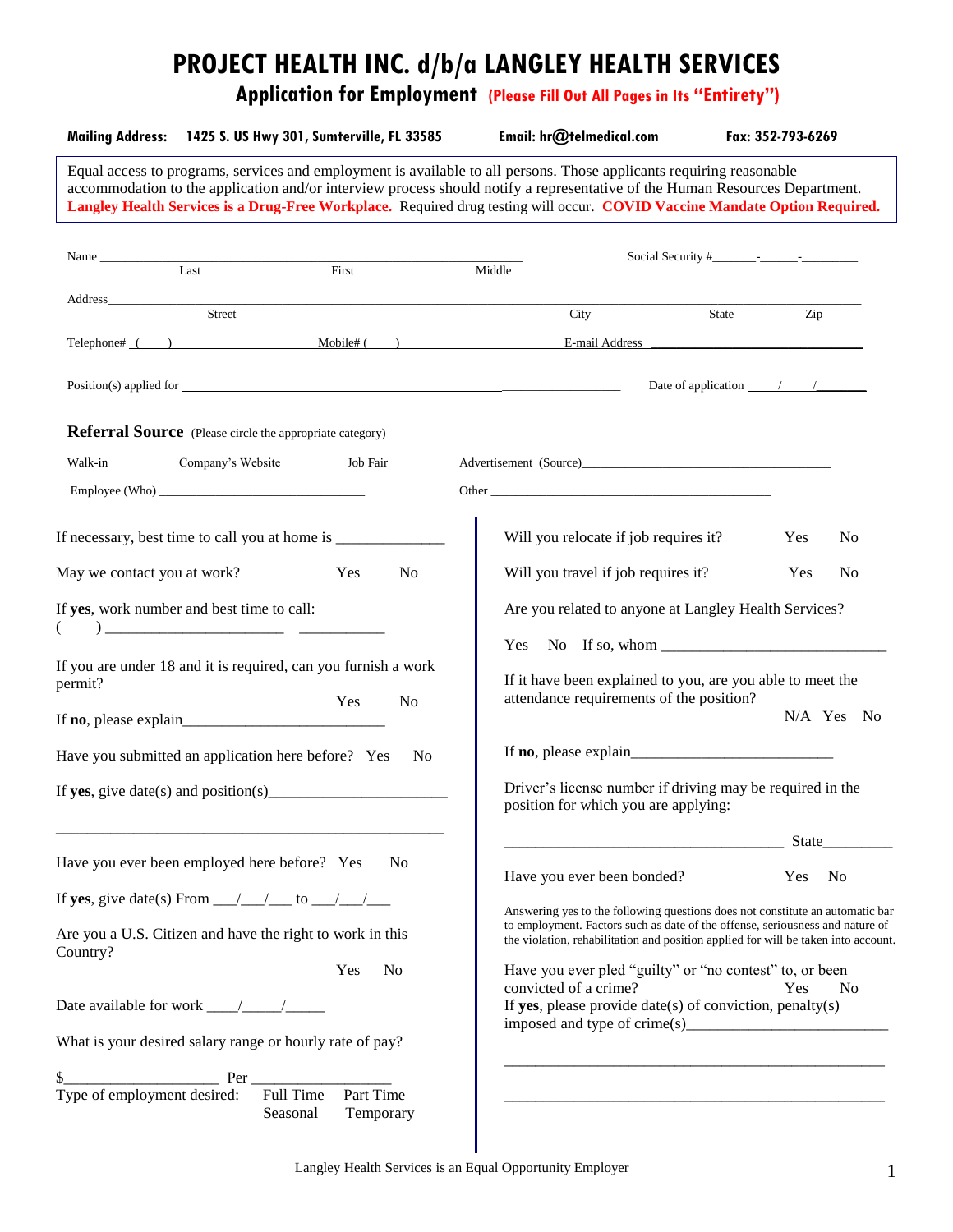# PROJECT HEALTH INC. d/b/a LANGLEY HEALTH SERVICES

## Application for Employment (Please Fill Out All Pages in Its "Entirety")

**Mailing Address: 1425 S. US Hwy 301, Sumterville, FL 33585 Email: hr@telmedical.com Fax: 352-793-6269**

Equal access to programs, services and employment is available to all persons. Those applicants requiring reasonable accommodation to the application and/or interview process should notify a representative of the Human Resources Department. **Langley Health Services is a Drug-Free Workplace.** Required drug testing will occur. **COVID Vaccine Mandate Option Required.**

Name ______________________________________________ Social Security #_______-______-_________
Last First Middle

Address________________________________________________________________________________
Street City State Zip

Telephone# ( ) ________________ Mobile# ( ) ________________ E-mail Address ______________________

Position(s) applied for _________________________________________________ Date of application ____/____/________

**Referral Source** (Please circle the appropriate category)

Walk-in Company's Website Job Fair Advertisement (Source)_________________________________

Employee (Who) ______________________________ Other ________________________________________

If necessary, best time to call you at home is _____________

May we contact you at work? Yes No

If **yes**, work number and best time to call:
( ) ______________________ ___________

If you are under 18 and it is required, can you furnish a work permit? Yes No

If **no**, please explain_________________________

Have you submitted an application here before? Yes No

If **yes**, give date(s) and position(s)______________________

_______________________________________________

Have you ever been employed here before? Yes No

If **yes**, give date(s) From ___/___/___ to ___/___/___

Are you a U.S. Citizen and have the right to work in this Country? Yes No

Date available for work ____/_____/_____

What is your desired salary range or hourly rate of pay?

$___________________ Per _________________

Type of employment desired: Full Time Part Time Seasonal Temporary

Will you relocate if job requires it? Yes No

Will you travel if job requires it? Yes No

Are you related to anyone at Langley Health Services?

Yes No If so, whom ____________________________

If it have been explained to you, are you able to meet the attendance requirements of the position? N/A Yes No

If **no**, please explain_________________________

Driver's license number if driving may be required in the position for which you are applying:

___________________________________ State_________

Have you ever been bonded? Yes No

Answering yes to the following questions does not constitute an automatic bar to employment. Factors such as date of the offense, seriousness and nature of the violation, rehabilitation and position applied for will be taken into account.

Have you ever pled "guilty" or "no contest" to, or been convicted of a crime? Yes No
If **yes**, please provide date(s) of conviction, penalty(s) imposed and type of crime(s)_________________________

_______________________________________________

_______________________________________________

Langley Health Services is an Equal Opportunity Employer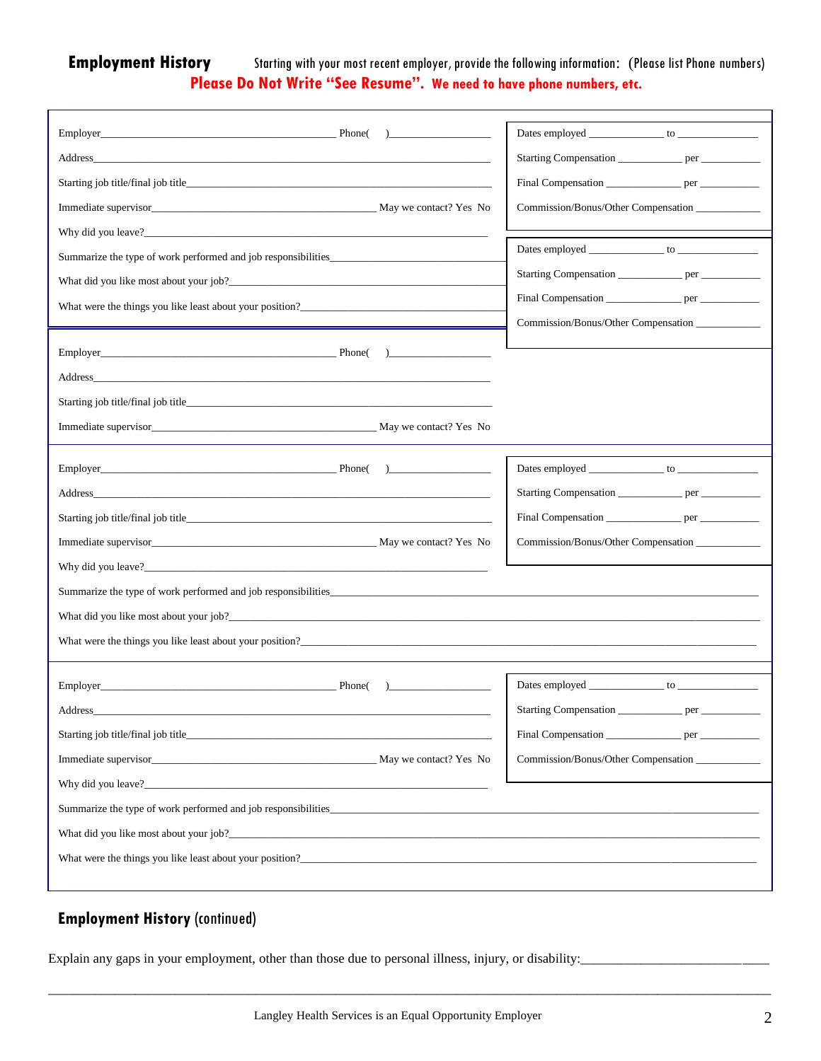## Employment History

Starting with your most recent employer, provide the following information: (Please list Phone numbers)

**Please Do Not Write "See Resume". We need to have phone numbers, etc.**

Employer_____________________________________________ Phone( )__________________

Address_____________________________________________________________________

Starting job title/final job title_____________________________________________________

Immediate supervisor________________________________________ May we contact? Yes No

Why did you leave?__________________________________________________________

Summarize the type of work performed and job responsibilities________________________

What did you like most about your job?____________________________________________

What were the things you like least about your position?______________________________

Dates employed _____________ to _______________

Starting Compensation ___________ per __________

Final Compensation _____________ per __________

Commission/Bonus/Other Compensation ___________

Dates employed _____________ to _______________

Starting Compensation ___________ per __________

Final Compensation _____________ per __________

Commission/Bonus/Other Compensation ___________

Employer_____________________________________________ Phone( )__________________

Address_____________________________________________________________________

Starting job title/final job title_____________________________________________________

Immediate supervisor________________________________________ May we contact? Yes No

Employer_____________________________________________ Phone( )__________________

Address_____________________________________________________________________

Starting job title/final job title_____________________________________________________

Immediate supervisor________________________________________ May we contact? Yes No

Why did you leave?__________________________________________________________

Dates employed _____________ to _______________

Starting Compensation ___________ per __________

Final Compensation _____________ per __________

Commission/Bonus/Other Compensation ___________

Summarize the type of work performed and job responsibilities________________________________________________

What did you like most about your job?____________________________________________________________________

What were the things you like least about your position?______________________________________________________

Employer_____________________________________________ Phone( )__________________

Address_____________________________________________________________________

Starting job title/final job title_____________________________________________________

Immediate supervisor________________________________________ May we contact? Yes No

Why did you leave?__________________________________________________________

Dates employed _____________ to _______________

Starting Compensation ___________ per __________

Final Compensation _____________ per __________

Commission/Bonus/Other Compensation ___________

Summarize the type of work performed and job responsibilities________________________________________________

What did you like most about your job?____________________________________________________________________

What were the things you like least about your position?______________________________________________________

## Employment History (continued)

Explain any gaps in your employment, other than those due to personal illness, injury, or disability:__________________________

______________________________________________________________________________________________

Langley Health Services is an Equal Opportunity Employer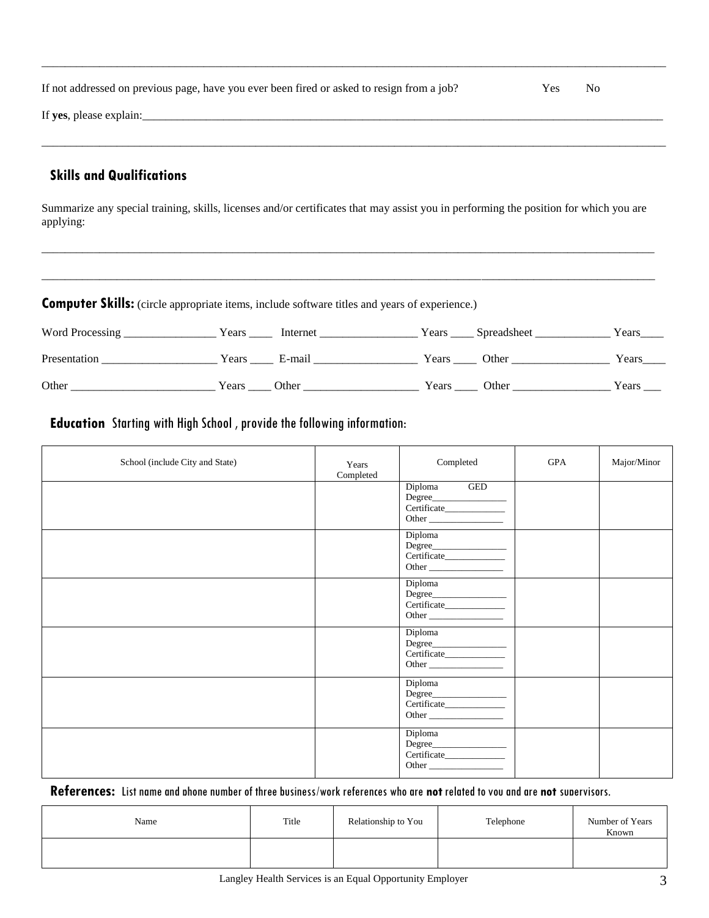If not addressed on previous page, have you ever been fired or asked to resign from a job? Yes No

If **yes**, please explain:___________________________________________________________________________________________

___________________________________________________________________________________________________________

## Skills and Qualifications

Summarize any special training, skills, licenses and/or certificates that may assist you in performing the position for which you are applying:

___________________________________________________________________________________________________________

___________________________________________________________________________________________________________

**Computer Skills:** (circle appropriate items, include software titles and years of experience.)

Word Processing ________________ Years ____ Internet _________________ Years ____ Spreadsheet _____________ Years____

Presentation ____________________ Years ____ E-mail __________________ Years ____ Other _________________ Years____

Other _________________________ Years ____ Other ____________________ Years ____ Other _________________ Years ___

## Education Starting with High School , provide the following information:

| School (include City and State) | Years Completed | Completed | GPA | Major/Minor |
|---|---|---|---|---|
| | | Diploma GED<br>Degree________________<br>Certificate_____________<br>Other ________________ | | |
| | | Diploma<br>Degree________________<br>Certificate_____________<br>Other ________________ | | |
| | | Diploma<br>Degree________________<br>Certificate_____________<br>Other ________________ | | |
| | | Diploma<br>Degree________________<br>Certificate_____________<br>Other ________________ | | |
| | | Diploma<br>Degree________________<br>Certificate_____________<br>Other ________________ | | |
| | | Diploma<br>Degree________________<br>Certificate_____________<br>Other ________________ | | |

**References:** List name and phone number of three business/work references who are **not** related to you and are **not** supervisors.

| Name | Title | Relationship to You | Telephone | Number of Years Known |
|---|---|---|---|---|
| | | | | |

Langley Health Services is an Equal Opportunity Employer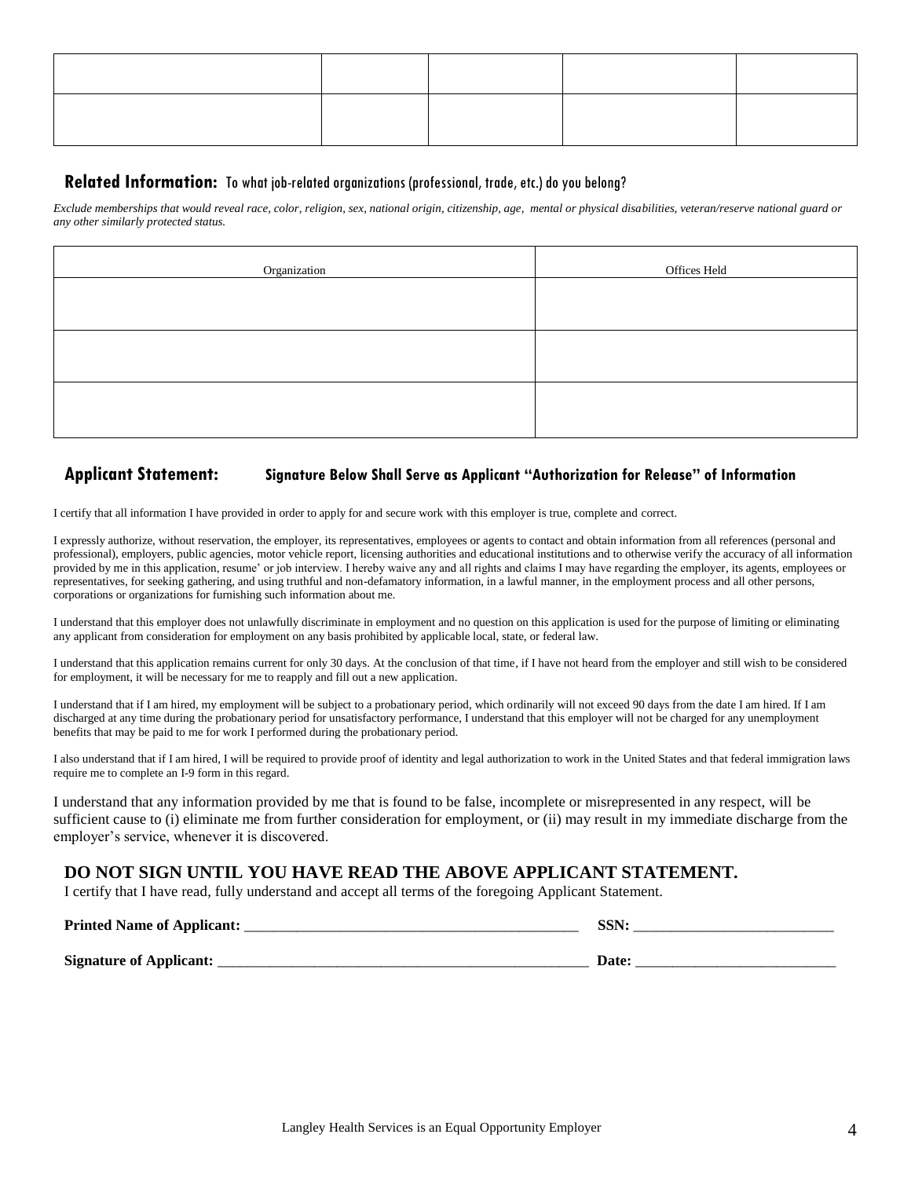| | | | | |
|---|---|---|---|---|
| | | | | |
| | | | | |

## Related Information: To what job-related organizations (professional, trade, etc.) do you belong?

*Exclude memberships that would reveal race, color, religion, sex, national origin, citizenship, age, mental or physical disabilities, veteran/reserve national guard or any other similarly protected status.*

| Organization | Offices Held |
|---|---|
| | |
| | |
| | |

## Applicant Statement: Signature Below Shall Serve as Applicant "Authorization for Release" of Information

I certify that all information I have provided in order to apply for and secure work with this employer is true, complete and correct.

I expressly authorize, without reservation, the employer, its representatives, employees or agents to contact and obtain information from all references (personal and professional), employers, public agencies, motor vehicle report, licensing authorities and educational institutions and to otherwise verify the accuracy of all information provided by me in this application, resume' or job interview. I hereby waive any and all rights and claims I may have regarding the employer, its agents, employees or representatives, for seeking gathering, and using truthful and non-defamatory information, in a lawful manner, in the employment process and all other persons, corporations or organizations for furnishing such information about me.

I understand that this employer does not unlawfully discriminate in employment and no question on this application is used for the purpose of limiting or eliminating any applicant from consideration for employment on any basis prohibited by applicable local, state, or federal law.

I understand that this application remains current for only 30 days. At the conclusion of that time, if I have not heard from the employer and still wish to be considered for employment, it will be necessary for me to reapply and fill out a new application.

I understand that if I am hired, my employment will be subject to a probationary period, which ordinarily will not exceed 90 days from the date I am hired. If I am discharged at any time during the probationary period for unsatisfactory performance, I understand that this employer will not be charged for any unemployment benefits that may be paid to me for work I performed during the probationary period.

I also understand that if I am hired, I will be required to provide proof of identity and legal authorization to work in the United States and that federal immigration laws require me to complete an I-9 form in this regard.

I understand that any information provided by me that is found to be false, incomplete or misrepresented in any respect, will be sufficient cause to (i) eliminate me from further consideration for employment, or (ii) may result in my immediate discharge from the employer's service, whenever it is discovered.

### DO NOT SIGN UNTIL YOU HAVE READ THE ABOVE APPLICANT STATEMENT.

I certify that I have read, fully understand and accept all terms of the foregoing Applicant Statement.

**Printed Name of Applicant:** ______________________________________________ **SSN:** ___________________________

**Signature of Applicant:** ____________________________________________________ **Date:** ___________________________

Langley Health Services is an Equal Opportunity Employer